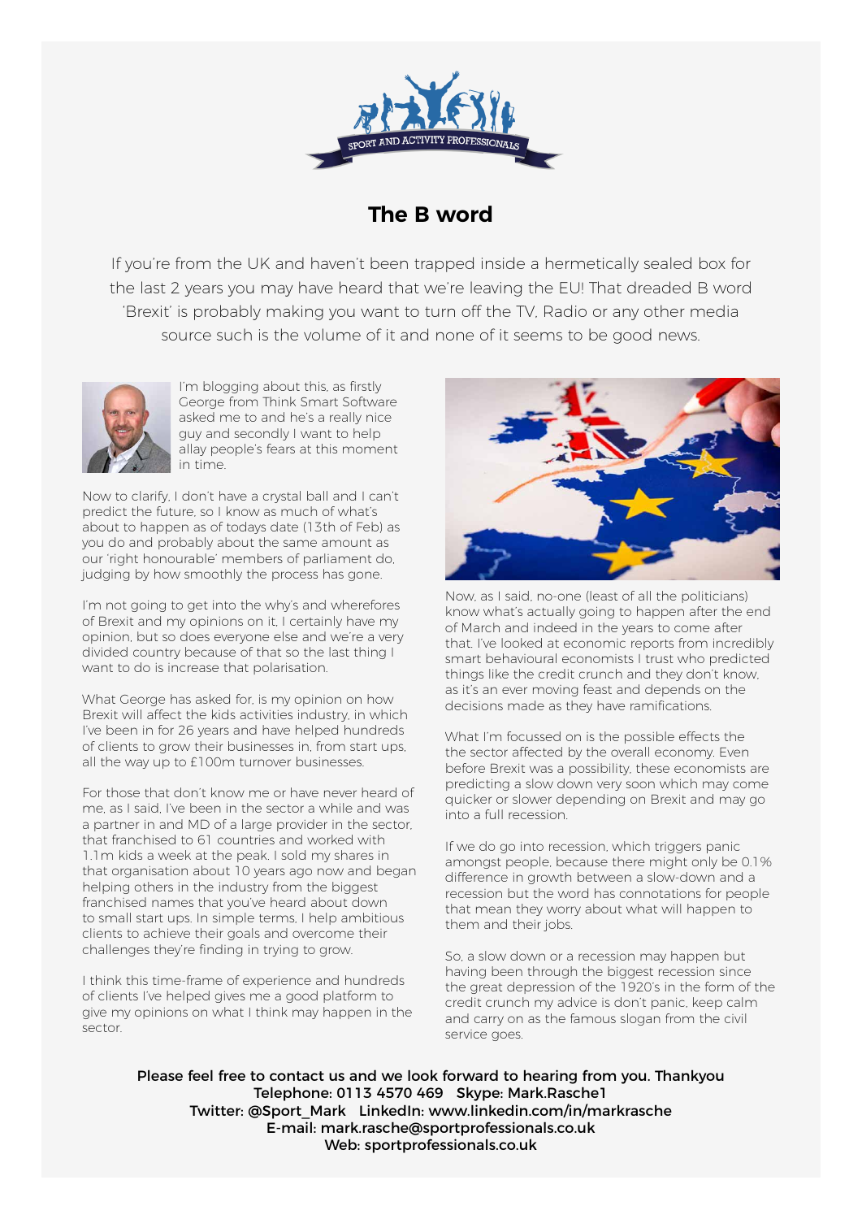SPORT AND ACTIVITY PROFESSIONALS

# The B word

If you're from the UK and haven't been trapped inside a hermetically sealed box for the last 2 years you may have heard that we're leaving the EU! That dreaded B word 'Brexit' is probably making you want to turn off the TV, Radio or any other media source such is the volume of it and none of it seems to be good news.

I'm blogging about this, as firstly George from Think Smart Software asked me to and he's a really nice guy and secondly I want to help allay people's fears at this moment in time.

Now to clarify, I don't have a crystal ball and I can't predict the future, so I know as much of what's about to happen as of todays date (13th of Feb) as you do and probably about the same amount as our 'right honourable' members of parliament do, judging by how smoothly the process has gone.

I'm not going to get into the why's and wherefores of Brexit and my opinions on it, I certainly have my opinion, but so does everyone else and we're a very divided country because of that so the last thing I want to do is increase that polarisation.

What George has asked for, is my opinion on how Brexit will affect the kids activities industry, in which I've been in for 26 years and have helped hundreds of clients to grow their businesses in, from start ups, all the way up to £100m turnover businesses.

For those that don't know me or have never heard of me, as I said, I've been in the sector a while and was a partner in and MD of a large provider in the sector, that franchised to 61 countries and worked with 1.1m kids a week at the peak. I sold my shares in that organisation about 10 years ago now and began helping others in the industry from the biggest franchised names that you've heard about down to small start ups. In simple terms, I help ambitious clients to achieve their goals and overcome their challenges they're finding in trying to grow.

I think this time-frame of experience and hundreds of clients I've helped gives me a good platform to give my opinions on what I think may happen in the sector.

Now, as I said, no-one (least of all the politicians) know what's actually going to happen after the end of March and indeed in the years to come after that. I've looked at economic reports from incredibly smart behavioural economists I trust who predicted things like the credit crunch and they don't know, as it's an ever moving feast and depends on the decisions made as they have ramifications.

What I'm focussed on is the possible effects the the sector affected by the overall economy. Even before Brexit was a possibility, these economists are predicting a slow down very soon which may come quicker or slower depending on Brexit and may go into a full recession.

If we do go into recession, which triggers panic amongst people, because there might only be 0.1% difference in growth between a slow-down and a recession but the word has connotations for people that mean they worry about what will happen to them and their jobs.

So, a slow down or a recession may happen but having been through the biggest recession since the great depression of the 1920's in the form of the credit crunch my advice is don't panic, keep calm and carry on as the famous slogan from the civil service goes.

Please feel free to contact us and we look forward to hearing from you. Thankyou
Telephone: 0113 4570 469 Skype: Mark.Rasche1
Twitter: @Sport_Mark LinkedIn: www.linkedin.com/in/markrasche
E-mail: mark.rasche@sportprofessionals.co.uk
Web: sportprofessionals.co.uk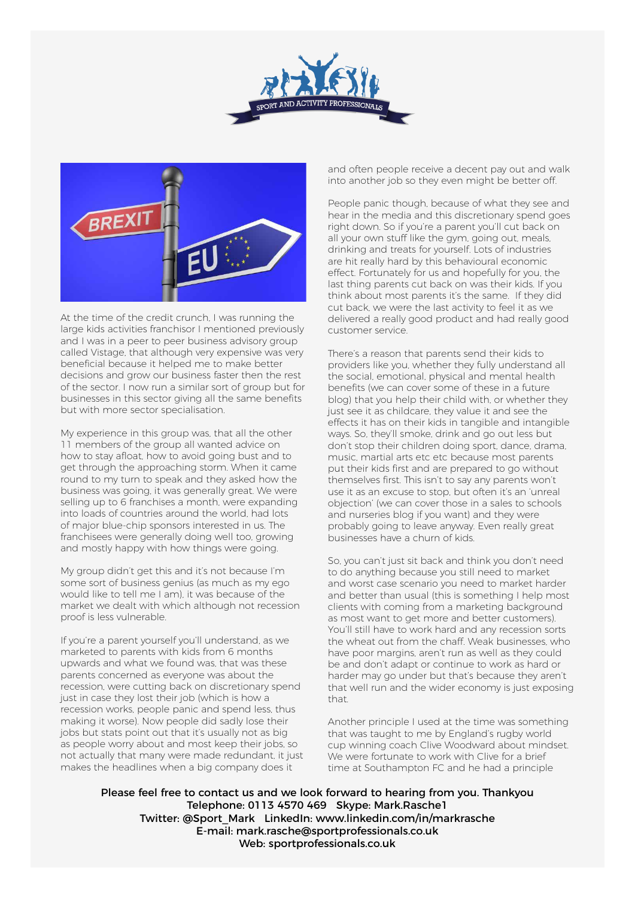At the time of the credit crunch, I was running the large kids activities franchisor I mentioned previously and I was in a peer to peer business advisory group called Vistage, that although very expensive was very beneficial because it helped me to make better decisions and grow our business faster then the rest of the sector. I now run a similar sort of group but for businesses in this sector giving all the same benefits but with more sector specialisation.

My experience in this group was, that all the other 11 members of the group all wanted advice on how to stay afloat, how to avoid going bust and to get through the approaching storm. When it came round to my turn to speak and they asked how the business was going, it was generally great. We were selling up to 6 franchises a month, were expanding into loads of countries around the world, had lots of major blue-chip sponsors interested in us. The franchisees were generally doing well too, growing and mostly happy with how things were going.

My group didn't get this and it's not because I'm some sort of business genius (as much as my ego would like to tell me I am), it was because of the market we dealt with which although not recession proof is less vulnerable.

If you're a parent yourself you'll understand, as we marketed to parents with kids from 6 months upwards and what we found was, that was these parents concerned as everyone was about the recession, were cutting back on discretionary spend just in case they lost their job (which is how a recession works, people panic and spend less, thus making it worse). Now people did sadly lose their jobs but stats point out that it's usually not as big as people worry about and most keep their jobs, so not actually that many were made redundant, it just makes the headlines when a big company does it and often people receive a decent pay out and walk into another job so they even might be better off.

People panic though, because of what they see and hear in the media and this discretionary spend goes right down. So if you're a parent you'll cut back on all your own stuff like the gym, going out, meals, drinking and treats for yourself. Lots of industries are hit really hard by this behavioural economic effect. Fortunately for us and hopefully for you, the last thing parents cut back on was their kids. If you think about most parents it's the same. If they did cut back, we were the last activity to feel it as we delivered a really good product and had really good customer service.

There's a reason that parents send their kids to providers like you, whether they fully understand all the social, emotional, physical and mental health benefits (we can cover some of these in a future blog) that you help their child with, or whether they just see it as childcare, they value it and see the effects it has on their kids in tangible and intangible ways. So, they'll smoke, drink and go out less but don't stop their children doing sport, dance, drama, music, martial arts etc etc because most parents put their kids first and are prepared to go without themselves first. This isn't to say any parents won't use it as an excuse to stop, but often it's an 'unreal objection' (we can cover those in a sales to schools and nurseries blog if you want) and they were probably going to leave anyway. Even really great businesses have a churn of kids.

So, you can't just sit back and think you don't need to do anything because you still need to market and worst case scenario you need to market harder and better than usual (this is something I help most clients with coming from a marketing background as most want to get more and better customers). You'll still have to work hard and any recession sorts the wheat out from the chaff. Weak businesses, who have poor margins, aren't run as well as they could be and don't adapt or continue to work as hard or harder may go under but that's because they aren't that well run and the wider economy is just exposing that.

Another principle I used at the time was something that was taught to me by England's rugby world cup winning coach Clive Woodward about mindset. We were fortunate to work with Clive for a brief time at Southampton FC and he had a principle

Please feel free to contact us and we look forward to hearing from you. Thankyou
Telephone: 0113 4570 469 Skype: Mark.Rasche1
Twitter: @Sport_Mark LinkedIn: www.linkedin.com/in/markrasche
E-mail: mark.rasche@sportprofessionals.co.uk
Web: sportprofessionals.co.uk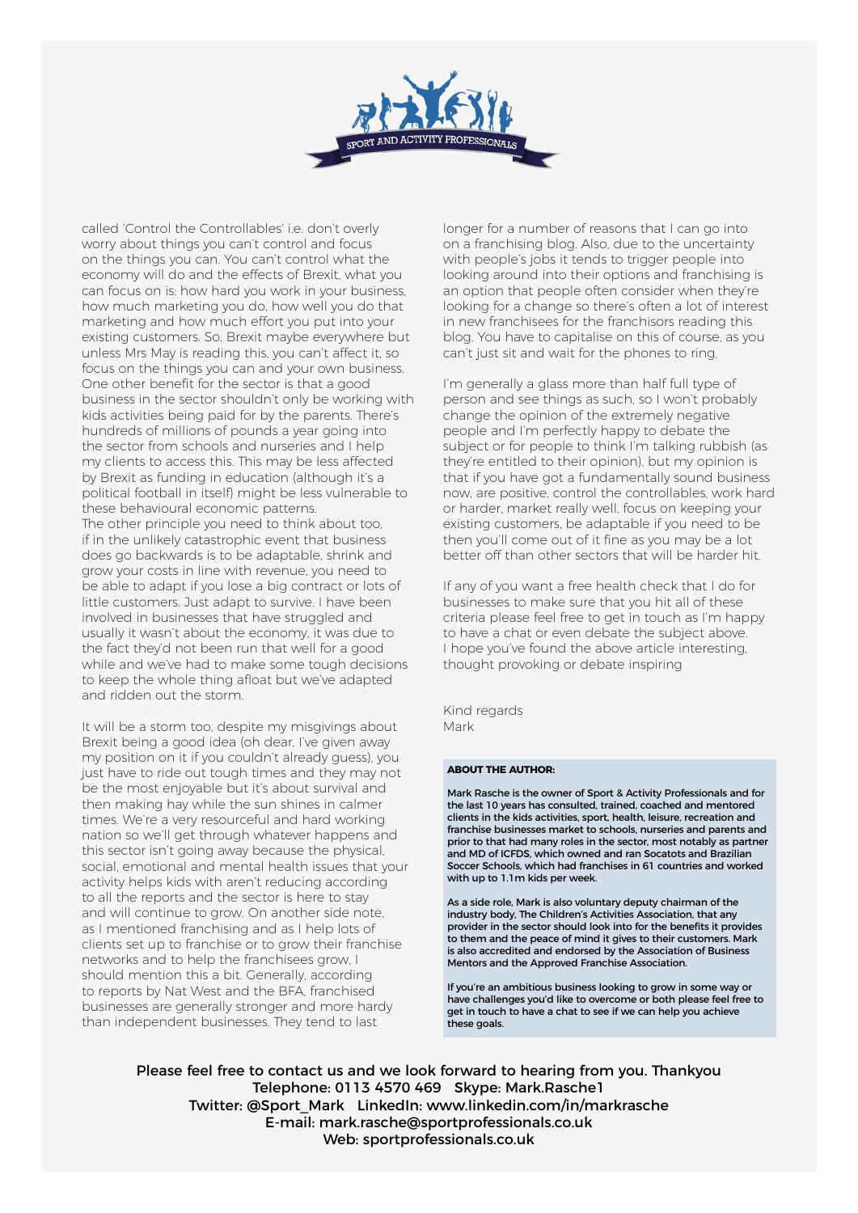called 'Control the Controllables' i.e. don't overly worry about things you can't control and focus on the things you can. You can't control what the economy will do and the effects of Brexit, what you can focus on is: how hard you work in your business, how much marketing you do, how well you do that marketing and how much effort you put into your existing customers. So, Brexit maybe everywhere but unless Mrs May is reading this, you can't affect it, so focus on the things you can and your own business. One other benefit for the sector is that a good business in the sector shouldn't only be working with kids activities being paid for by the parents. There's hundreds of millions of pounds a year going into the sector from schools and nurseries and I help my clients to access this. This may be less affected by Brexit as funding in education (although it's a political football in itself) might be less vulnerable to these behavioural economic patterns.
The other principle you need to think about too, if in the unlikely catastrophic event that business does go backwards is to be adaptable, shrink and grow your costs in line with revenue, you need to be able to adapt if you lose a big contract or lots of little customers. Just adapt to survive. I have been involved in businesses that have struggled and usually it wasn't about the economy, it was due to the fact they'd not been run that well for a good while and we've had to make some tough decisions to keep the whole thing afloat but we've adapted and ridden out the storm.

It will be a storm too, despite my misgivings about Brexit being a good idea (oh dear, I've given away my position on it if you couldn't already guess), you just have to ride out tough times and they may not be the most enjoyable but it's about survival and then making hay while the sun shines in calmer times. We're a very resourceful and hard working nation so we'll get through whatever happens and this sector isn't going away because the physical, social, emotional and mental health issues that your activity helps kids with aren't reducing according to all the reports and the sector is here to stay and will continue to grow. On another side note, as I mentioned franchising and as I help lots of clients set up to franchise or to grow their franchise networks and to help the franchisees grow, I should mention this a bit. Generally, according to reports by Nat West and the BFA, franchised businesses are generally stronger and more hardy than independent businesses. They tend to last longer for a number of reasons that I can go into on a franchising blog. Also, due to the uncertainty with people's jobs it tends to trigger people into looking around into their options and franchising is an option that people often consider when they're looking for a change so there's often a lot of interest in new franchisees for the franchisors reading this blog. You have to capitalise on this of course, as you can't just sit and wait for the phones to ring.

I'm generally a glass more than half full type of person and see things as such, so I won't probably change the opinion of the extremely negative people and I'm perfectly happy to debate the subject or for people to think I'm talking rubbish (as they're entitled to their opinion), but my opinion is that if you have got a fundamentally sound business now, are positive, control the controllables, work hard or harder, market really well, focus on keeping your existing customers, be adaptable if you need to be then you'll come out of it fine as you may be a lot better off than other sectors that will be harder hit.

If any of you want a free health check that I do for businesses to make sure that you hit all of these criteria please feel free to get in touch as I'm happy to have a chat or even debate the subject above.
I hope you've found the above article interesting, thought provoking or debate inspiring

Kind regards
Mark

**ABOUT THE AUTHOR:**

Mark Rasche is the owner of Sport & Activity Professionals and for the last 10 years has consulted, trained, coached and mentored clients in the kids activities, sport, health, leisure, recreation and franchise businesses market to schools, nurseries and parents and prior to that had many roles in the sector, most notably as partner and MD of ICFDS, which owned and ran Socatots and Brazilian Soccer Schools, which had franchises in 61 countries and worked with up to 1.1m kids per week.

As a side role, Mark is also voluntary deputy chairman of the industry body, The Children's Activities Association, that any provider in the sector should look into for the benefits it provides to them and the peace of mind it gives to their customers. Mark is also accredited and endorsed by the Association of Business Mentors and the Approved Franchise Association.

If you're an ambitious business looking to grow in some way or have challenges you'd like to overcome or both please feel free to get in touch to have a chat to see if we can help you achieve these goals.

Please feel free to contact us and we look forward to hearing from you. Thankyou
Telephone: 0113 4570 469 Skype: Mark.Rasche1
Twitter: @Sport_Mark LinkedIn: www.linkedin.com/in/markrasche
E-mail: mark.rasche@sportprofessionals.co.uk
Web: sportprofessionals.co.uk